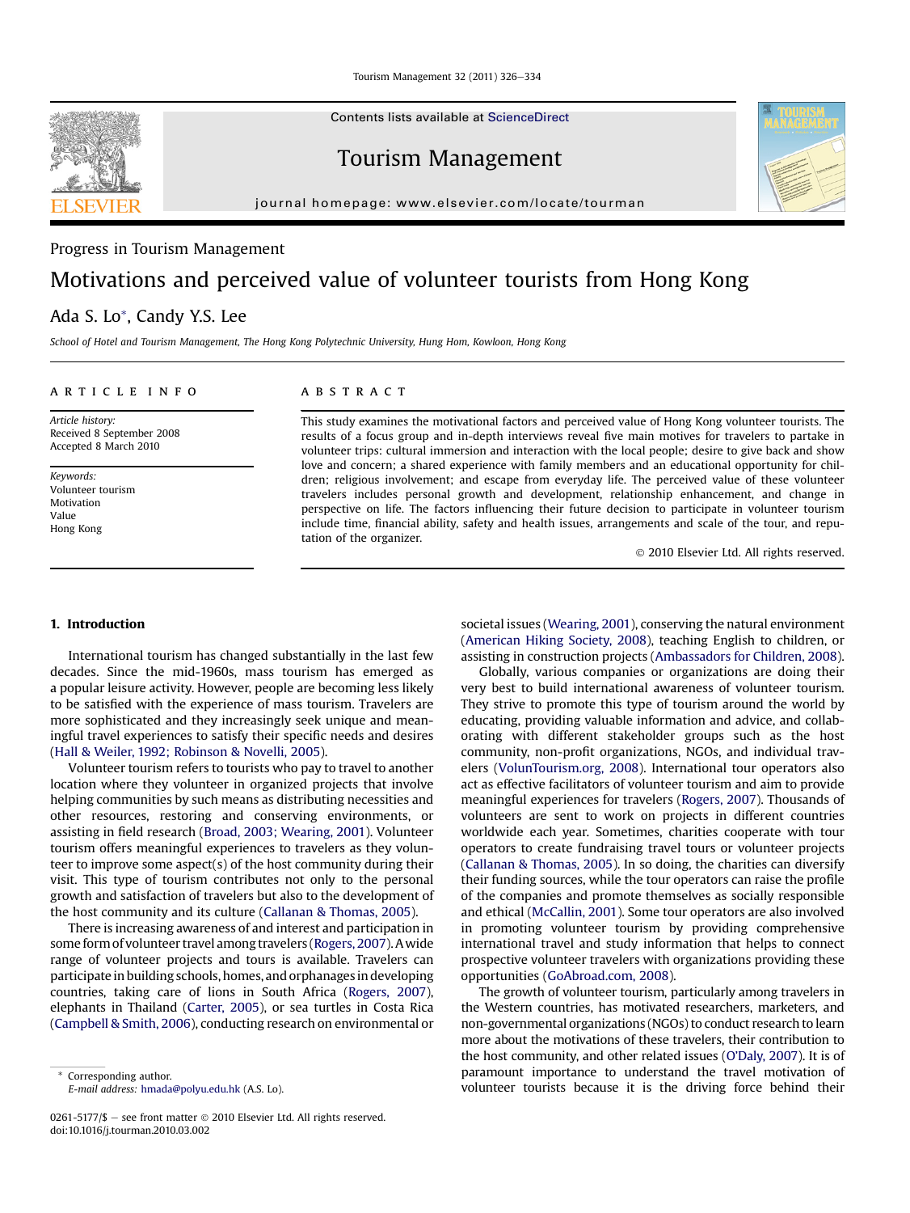Progress in Tourism Management

# Motivations and perceived value of volunteer tourists from Hong Kong

Ada S. Lo*, Candy Y.S. Lee

*School of Hotel and Tourism Management, The Hong Kong Polytechnic University, Hung Hom, Kowloon, Hong Kong*

## ARTICLE INFO

*Article history:*
Received 8 September 2008
Accepted 8 March 2010

*Keywords:*
Volunteer tourism
Motivation
Value
Hong Kong

## ABSTRACT

This study examines the motivational factors and perceived value of Hong Kong volunteer tourists. The results of a focus group and in-depth interviews reveal five main motives for travelers to partake in volunteer trips: cultural immersion and interaction with the local people; desire to give back and show love and concern; a shared experience with family members and an educational opportunity for children; religious involvement; and escape from everyday life. The perceived value of these volunteer travelers includes personal growth and development, relationship enhancement, and change in perspective on life. The factors influencing their future decision to participate in volunteer tourism include time, financial ability, safety and health issues, arrangements and scale of the tour, and reputation of the organizer.

© 2010 Elsevier Ltd. All rights reserved.

## 1. Introduction

International tourism has changed substantially in the last few decades. Since the mid-1960s, mass tourism has emerged as a popular leisure activity. However, people are becoming less likely to be satisfied with the experience of mass tourism. Travelers are more sophisticated and they increasingly seek unique and meaningful travel experiences to satisfy their specific needs and desires (Hall & Weiler, 1992; Robinson & Novelli, 2005).

Volunteer tourism refers to tourists who pay to travel to another location where they volunteer in organized projects that involve helping communities by such means as distributing necessities and other resources, restoring and conserving environments, or assisting in field research (Broad, 2003; Wearing, 2001). Volunteer tourism offers meaningful experiences to travelers as they volunteer to improve some aspect(s) of the host community during their visit. This type of tourism contributes not only to the personal growth and satisfaction of travelers but also to the development of the host community and its culture (Callanan & Thomas, 2005).

There is increasing awareness of and interest and participation in some form of volunteer travel among travelers (Rogers, 2007). A wide range of volunteer projects and tours is available. Travelers can participate in building schools, homes, and orphanages in developing countries, taking care of lions in South Africa (Rogers, 2007), elephants in Thailand (Carter, 2005), or sea turtles in Costa Rica (Campbell & Smith, 2006), conducting research on environmental or societal issues (Wearing, 2001), conserving the natural environment (American Hiking Society, 2008), teaching English to children, or assisting in construction projects (Ambassadors for Children, 2008).

Globally, various companies or organizations are doing their very best to build international awareness of volunteer tourism. They strive to promote this type of tourism around the world by educating, providing valuable information and advice, and collaborating with different stakeholder groups such as the host community, non-profit organizations, NGOs, and individual travelers (VolunTourism.org, 2008). International tour operators also act as effective facilitators of volunteer tourism and aim to provide meaningful experiences for travelers (Rogers, 2007). Thousands of volunteers are sent to work on projects in different countries worldwide each year. Sometimes, charities cooperate with tour operators to create fundraising travel tours or volunteer projects (Callanan & Thomas, 2005). In so doing, the charities can diversify their funding sources, while the tour operators can raise the profile of the companies and promote themselves as socially responsible and ethical (McCallin, 2001). Some tour operators are also involved in promoting volunteer tourism by providing comprehensive international travel and study information that helps to connect prospective volunteer travelers with organizations providing these opportunities (GoAbroad.com, 2008).

The growth of volunteer tourism, particularly among travelers in the Western countries, has motivated researchers, marketers, and non-governmental organizations (NGOs) to conduct research to learn more about the motivations of these travelers, their contribution to the host community, and other related issues (O'Daly, 2007). It is of paramount importance to understand the travel motivation of volunteer tourists because it is the driving force behind their

\* Corresponding author.
E-mail address: hmada@polyu.edu.hk (A.S. Lo).

0261-5177/$ – see front matter © 2010 Elsevier Ltd. All rights reserved.
doi:10.1016/j.tourman.2010.03.002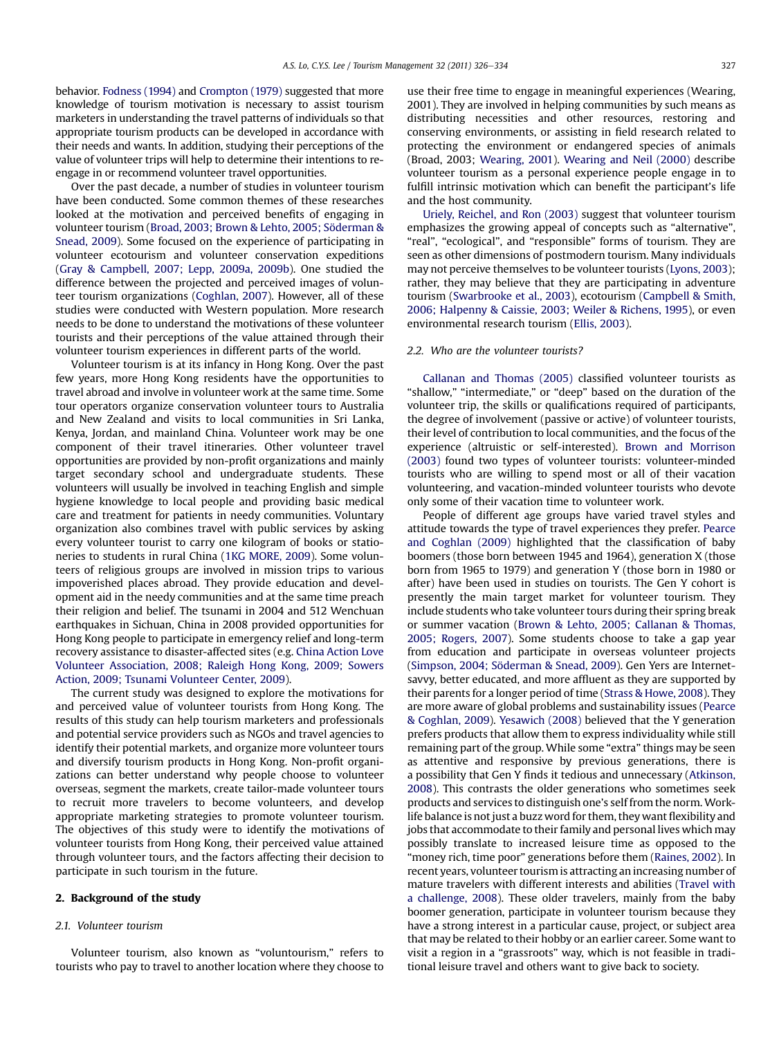behavior. Fodness (1994) and Crompton (1979) suggested that more knowledge of tourism motivation is necessary to assist tourism marketers in understanding the travel patterns of individuals so that appropriate tourism products can be developed in accordance with their needs and wants. In addition, studying their perceptions of the value of volunteer trips will help to determine their intentions to re-engage in or recommend volunteer travel opportunities.

Over the past decade, a number of studies in volunteer tourism have been conducted. Some common themes of these researches looked at the motivation and perceived benefits of engaging in volunteer tourism (Broad, 2003; Brown & Lehto, 2005; Söderman & Snead, 2009). Some focused on the experience of participating in volunteer ecotourism and volunteer conservation expeditions (Gray & Campbell, 2007; Lepp, 2009a, 2009b). One studied the difference between the projected and perceived images of volunteer tourism organizations (Coghlan, 2007). However, all of these studies were conducted with Western population. More research needs to be done to understand the motivations of these volunteer tourists and their perceptions of the value attained through their volunteer tourism experiences in different parts of the world.

Volunteer tourism is at its infancy in Hong Kong. Over the past few years, more Hong Kong residents have the opportunities to travel abroad and involve in volunteer work at the same time. Some tour operators organize conservation volunteer tours to Australia and New Zealand and visits to local communities in Sri Lanka, Kenya, Jordan, and mainland China. Volunteer work may be one component of their travel itineraries. Other volunteer travel opportunities are provided by non-profit organizations and mainly target secondary school and undergraduate students. These volunteers will usually be involved in teaching English and simple hygiene knowledge to local people and providing basic medical care and treatment for patients in needy communities. Voluntary organization also combines travel with public services by asking every volunteer tourist to carry one kilogram of books or stationeries to students in rural China (1KG MORE, 2009). Some volunteers of religious groups are involved in mission trips to various impoverished places abroad. They provide education and development aid in the needy communities and at the same time preach their religion and belief. The tsunami in 2004 and 512 Wenchuan earthquakes in Sichuan, China in 2008 provided opportunities for Hong Kong people to participate in emergency relief and long-term recovery assistance to disaster-affected sites (e.g. China Action Love Volunteer Association, 2008; Raleigh Hong Kong, 2009; Sowers Action, 2009; Tsunami Volunteer Center, 2009).

The current study was designed to explore the motivations for and perceived value of volunteer tourists from Hong Kong. The results of this study can help tourism marketers and professionals and potential service providers such as NGOs and travel agencies to identify their potential markets, and organize more volunteer tours and diversify tourism products in Hong Kong. Non-profit organizations can better understand why people choose to volunteer overseas, segment the markets, create tailor-made volunteer tours to recruit more travelers to become volunteers, and develop appropriate marketing strategies to promote volunteer tourism. The objectives of this study were to identify the motivations of volunteer tourists from Hong Kong, their perceived value attained through volunteer tours, and the factors affecting their decision to participate in such tourism in the future.

## 2. Background of the study

### 2.1. Volunteer tourism

Volunteer tourism, also known as "voluntourism," refers to tourists who pay to travel to another location where they choose to use their free time to engage in meaningful experiences (Wearing, 2001). They are involved in helping communities by such means as distributing necessities and other resources, restoring and conserving environments, or assisting in field research related to protecting the environment or endangered species of animals (Broad, 2003; Wearing, 2001). Wearing and Neil (2000) describe volunteer tourism as a personal experience people engage in to fulfill intrinsic motivation which can benefit the participant's life and the host community.

Uriely, Reichel, and Ron (2003) suggest that volunteer tourism emphasizes the growing appeal of concepts such as "alternative", "real", "ecological", and "responsible" forms of tourism. They are seen as other dimensions of postmodern tourism. Many individuals may not perceive themselves to be volunteer tourists (Lyons, 2003); rather, they may believe that they are participating in adventure tourism (Swarbrooke et al., 2003), ecotourism (Campbell & Smith, 2006; Halpenny & Caissie, 2003; Weiler & Richens, 1995), or even environmental research tourism (Ellis, 2003).

### 2.2. Who are the volunteer tourists?

Callanan and Thomas (2005) classified volunteer tourists as "shallow," "intermediate," or "deep" based on the duration of the volunteer trip, the skills or qualifications required of participants, the degree of involvement (passive or active) of volunteer tourists, their level of contribution to local communities, and the focus of the experience (altruistic or self-interested). Brown and Morrison (2003) found two types of volunteer tourists: volunteer-minded tourists who are willing to spend most or all of their vacation volunteering, and vacation-minded volunteer tourists who devote only some of their vacation time to volunteer work.

People of different age groups have varied travel styles and attitude towards the type of travel experiences they prefer. Pearce and Coghlan (2009) highlighted that the classification of baby boomers (those born between 1945 and 1964), generation X (those born from 1965 to 1979) and generation Y (those born in 1980 or after) have been used in studies on tourists. The Gen Y cohort is presently the main target market for volunteer tourism. They include students who take volunteer tours during their spring break or summer vacation (Brown & Lehto, 2005; Callanan & Thomas, 2005; Rogers, 2007). Some students choose to take a gap year from education and participate in overseas volunteer projects (Simpson, 2004; Söderman & Snead, 2009). Gen Yers are Internet-savvy, better educated, and more affluent as they are supported by their parents for a longer period of time (Strass & Howe, 2008). They are more aware of global problems and sustainability issues (Pearce & Coghlan, 2009). Yesawich (2008) believed that the Y generation prefers products that allow them to express individuality while still remaining part of the group. While some "extra" things may be seen as attentive and responsive by previous generations, there is a possibility that Gen Y finds it tedious and unnecessary (Atkinson, 2008). This contrasts the older generations who sometimes seek products and services to distinguish one's self from the norm. Work-life balance is not just a buzz word for them, they want flexibility and jobs that accommodate to their family and personal lives which may possibly translate to increased leisure time as opposed to the "money rich, time poor" generations before them (Raines, 2002). In recent years, volunteer tourism is attracting an increasing number of mature travelers with different interests and abilities (Travel with a challenge, 2008). These older travelers, mainly from the baby boomer generation, participate in volunteer tourism because they have a strong interest in a particular cause, project, or subject area that may be related to their hobby or an earlier career. Some want to visit a region in a "grassroots" way, which is not feasible in traditional leisure travel and others want to give back to society.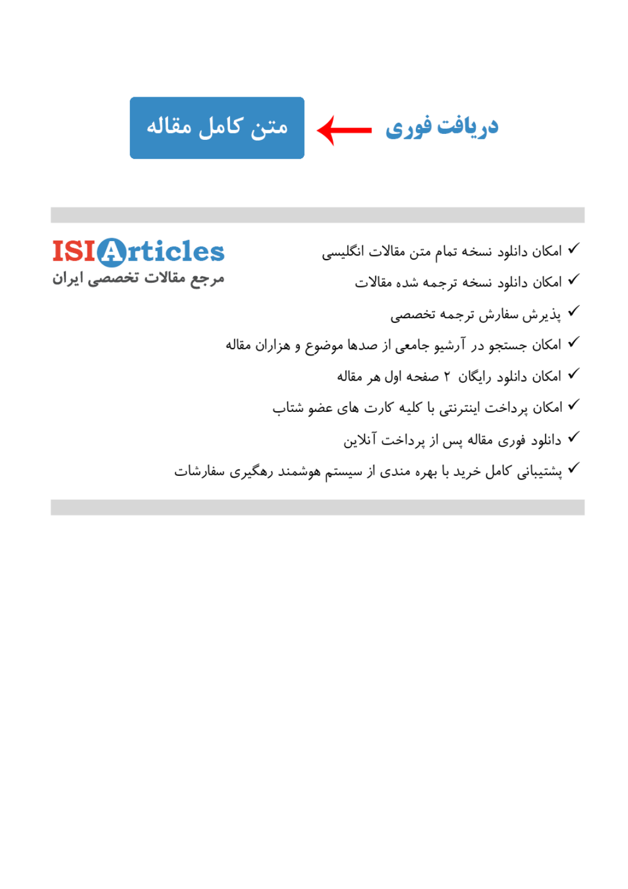دریافت فوری ← متن کامل مقاله

**ISIArticles**
مرجع مقالات تخصصی ایران

- ✓ امکان دانلود نسخه تمام متن مقالات انگلیسی
- ✓ امکان دانلود نسخه ترجمه شده مقالات
- ✓ پذیرش سفارش ترجمه تخصصی
- ✓ امکان جستجو در آرشیو جامعی از صدها موضوع و هزاران مقاله
- ✓ امکان دانلود رایگان ۲ صفحه اول هر مقاله
- ✓ امکان پرداخت اینترنتی با کلیه کارت های عضو شتاب
- ✓ دانلود فوری مقاله پس از پرداخت آنلاین
- ✓ پشتیبانی کامل خرید با بهره مندی از سیستم هوشمند رهگیری سفارشات